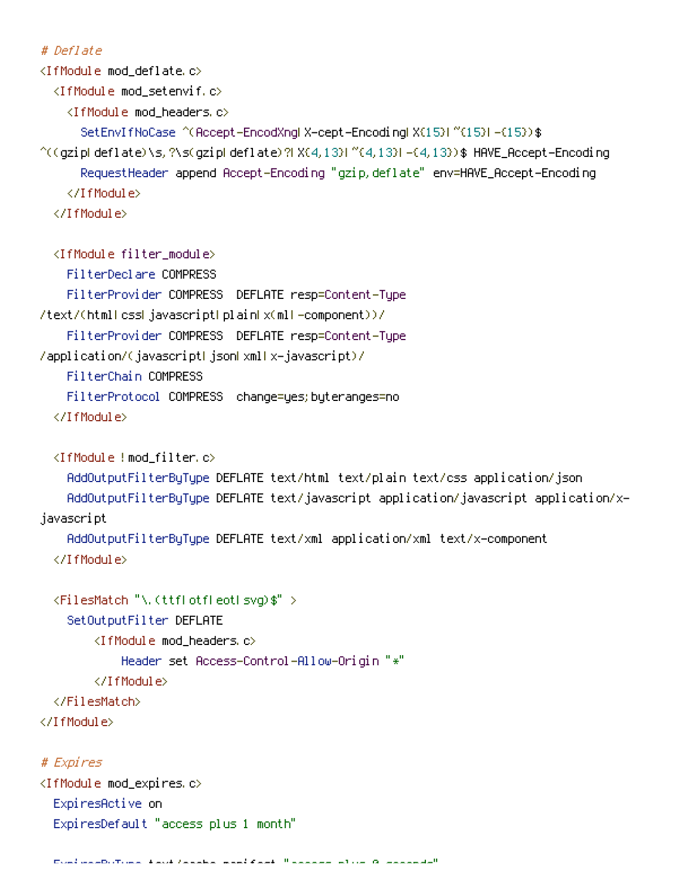```
# Deflate
<IfModule mod_deflate.c>
  <IfModule mod_setenvif.c>
    <IfModule mod_headers.c>
      SetEnvIfNoCase ^(Accept-EncodXng|X-cept-Encoding|X{15}|~{15}|-{15})$
^((gzip|deflate)\s,?\s(gzip|deflate)?|X{4,13}|~{4,13}|-{4,13})$ HAVE_Accept-Encoding
      RequestHeader append Accept-Encoding "gzip,deflate" env=HAVE_Accept-Encoding
    </IfModule>
  </IfModule>

  <IfModule filter_module>
    FilterDeclare COMPRESS
    FilterProvider COMPRESS  DEFLATE resp=Content-Type
/text/(html|css|javascript|plain|x(ml|-component))/
    FilterProvider COMPRESS  DEFLATE resp=Content-Type
/application/(javascript|json|xml|x-javascript)/
    FilterChain COMPRESS
    FilterProtocol COMPRESS  change=yes;byteranges=no
  </IfModule>

  <IfModule !mod_filter.c>
    AddOutputFilterByType DEFLATE text/html text/plain text/css application/json
    AddOutputFilterByType DEFLATE text/javascript application/javascript application/x-
javascript
    AddOutputFilterByType DEFLATE text/xml application/xml text/x-component
  </IfModule>

  <FilesMatch "\.(ttf|otf|eot|svg)$" >
    SetOutputFilter DEFLATE
        <IfModule mod_headers.c>
            Header set Access-Control-Allow-Origin "*"
        </IfModule>
  </FilesMatch>
</IfModule>

# Expires
<IfModule mod_expires.c>
  ExpiresActive on
  ExpiresDefault "access plus 1 month"
```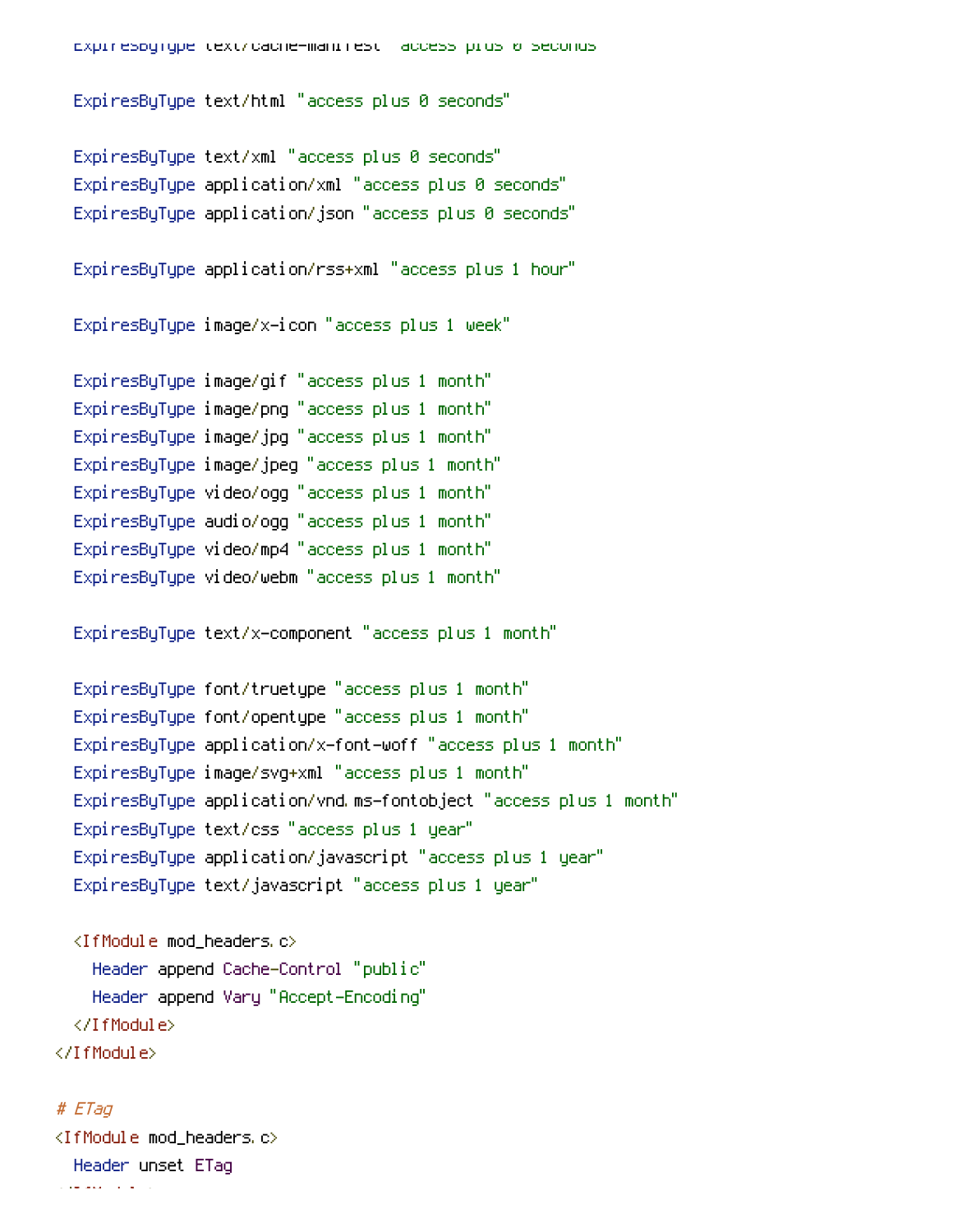```
  ExpiresByType text/cache-manifest "access plus 0 seconds"

  ExpiresByType text/html "access plus 0 seconds"

  ExpiresByType text/xml "access plus 0 seconds"
  ExpiresByType application/xml "access plus 0 seconds"
  ExpiresByType application/json "access plus 0 seconds"

  ExpiresByType application/rss+xml "access plus 1 hour"

  ExpiresByType image/x-icon "access plus 1 week"

  ExpiresByType image/gif "access plus 1 month"
  ExpiresByType image/png "access plus 1 month"
  ExpiresByType image/jpg "access plus 1 month"
  ExpiresByType image/jpeg "access plus 1 month"
  ExpiresByType video/ogg "access plus 1 month"
  ExpiresByType audio/ogg "access plus 1 month"
  ExpiresByType video/mp4 "access plus 1 month"
  ExpiresByType video/webm "access plus 1 month"

  ExpiresByType text/x-component "access plus 1 month"

  ExpiresByType font/truetype "access plus 1 month"
  ExpiresByType font/opentype "access plus 1 month"
  ExpiresByType application/x-font-woff "access plus 1 month"
  ExpiresByType image/svg+xml "access plus 1 month"
  ExpiresByType application/vnd.ms-fontobject "access plus 1 month"
  ExpiresByType text/css "access plus 1 year"
  ExpiresByType application/javascript "access plus 1 year"
  ExpiresByType text/javascript "access plus 1 year"

  <IfModule mod_headers.c>
    Header append Cache-Control "public"
    Header append Vary "Accept-Encoding"
  </IfModule>
</IfModule>

# ETag
<IfModule mod_headers.c>
  Header unset ETag
```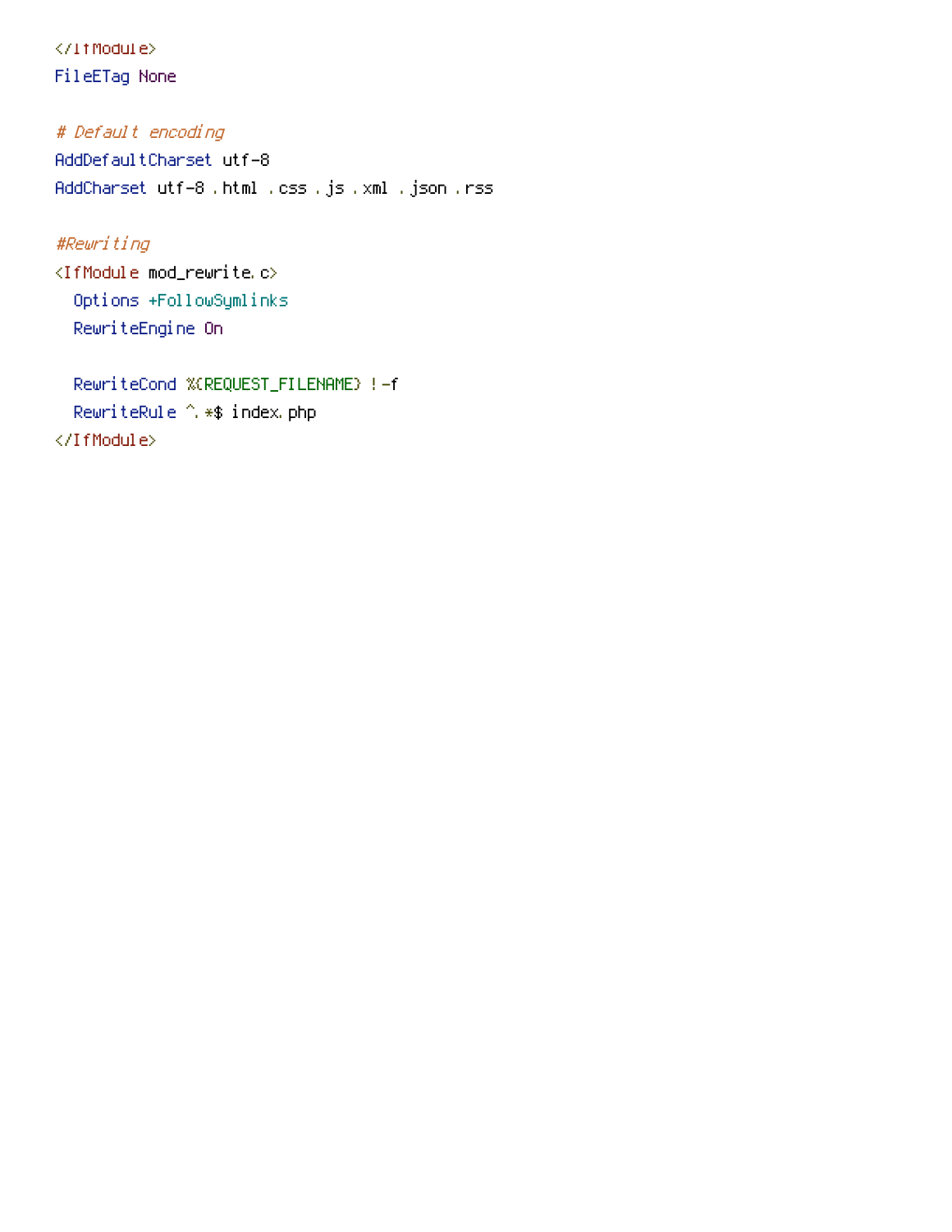```
</IfModule>
FileETag None

# Default encoding
AddDefaultCharset utf-8
AddCharset utf-8 .html .css .js .xml .json .rss

#Rewriting
<IfModule mod_rewrite.c>
  Options +FollowSymlinks
  RewriteEngine On

  RewriteCond %{REQUEST_FILENAME} !-f
  RewriteRule ^.*$ index.php
</IfModule>
```